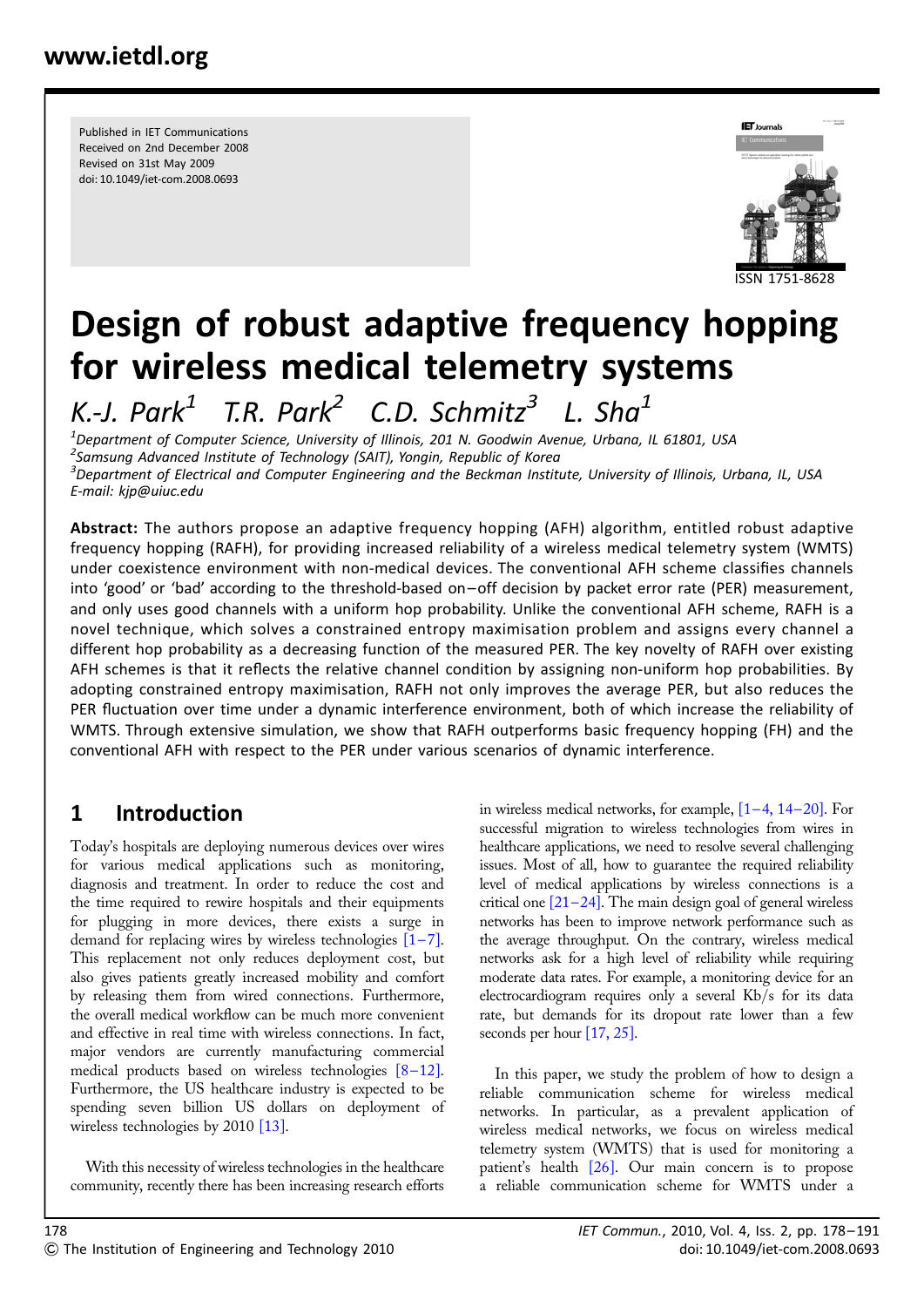Published in IET Communications
Received on 2nd December 2008
Revised on 31st May 2009
doi: 10.1049/iet-com.2008.0693

ISSN 1751-8628

# Design of robust adaptive frequency hopping for wireless medical telemetry systems

*K.-J. Park*[1] *T.R. Park*[2] *C.D. Schmitz*[3] *L. Sha*[1]

[1]*Department of Computer Science, University of Illinois, 201 N. Goodwin Avenue, Urbana, IL 61801, USA*
[2]*Samsung Advanced Institute of Technology (SAIT), Yongin, Republic of Korea*
[3]*Department of Electrical and Computer Engineering and the Beckman Institute, University of Illinois, Urbana, IL, USA*
*E-mail: kjp@uiuc.edu*

**Abstract:** The authors propose an adaptive frequency hopping (AFH) algorithm, entitled robust adaptive frequency hopping (RAFH), for providing increased reliability of a wireless medical telemetry system (WMTS) under coexistence environment with non-medical devices. The conventional AFH scheme classifies channels into 'good' or 'bad' according to the threshold-based on–off decision by packet error rate (PER) measurement, and only uses good channels with a uniform hop probability. Unlike the conventional AFH scheme, RAFH is a novel technique, which solves a constrained entropy maximisation problem and assigns every channel a different hop probability as a decreasing function of the measured PER. The key novelty of RAFH over existing AFH schemes is that it reflects the relative channel condition by assigning non-uniform hop probabilities. By adopting constrained entropy maximisation, RAFH not only improves the average PER, but also reduces the PER fluctuation over time under a dynamic interference environment, both of which increase the reliability of WMTS. Through extensive simulation, we show that RAFH outperforms basic frequency hopping (FH) and the conventional AFH with respect to the PER under various scenarios of dynamic interference.

## 1 Introduction

Today's hospitals are deploying numerous devices over wires for various medical applications such as monitoring, diagnosis and treatment. In order to reduce the cost and the time required to rewire hospitals and their equipments for plugging in more devices, there exists a surge in demand for replacing wires by wireless technologies [1–7]. This replacement not only reduces deployment cost, but also gives patients greatly increased mobility and comfort by releasing them from wired connections. Furthermore, the overall medical workflow can be much more convenient and effective in real time with wireless connections. In fact, major vendors are currently manufacturing commercial medical products based on wireless technologies [8–12]. Furthermore, the US healthcare industry is expected to be spending seven billion US dollars on deployment of wireless technologies by 2010 [13].

With this necessity of wireless technologies in the healthcare community, recently there has been increasing research efforts in wireless medical networks, for example, [1–4, 14–20]. For successful migration to wireless technologies from wires in healthcare applications, we need to resolve several challenging issues. Most of all, how to guarantee the required reliability level of medical applications by wireless connections is a critical one [21–24]. The main design goal of general wireless networks has been to improve network performance such as the average throughput. On the contrary, wireless medical networks ask for a high level of reliability while requiring moderate data rates. For example, a monitoring device for an electrocardiogram requires only a several Kb/s for its data rate, but demands for its dropout rate lower than a few seconds per hour [17, 25].

In this paper, we study the problem of how to design a reliable communication scheme for wireless medical networks. In particular, as a prevalent application of wireless medical networks, we focus on wireless medical telemetry system (WMTS) that is used for monitoring a patient's health [26]. Our main concern is to propose a reliable communication scheme for WMTS under a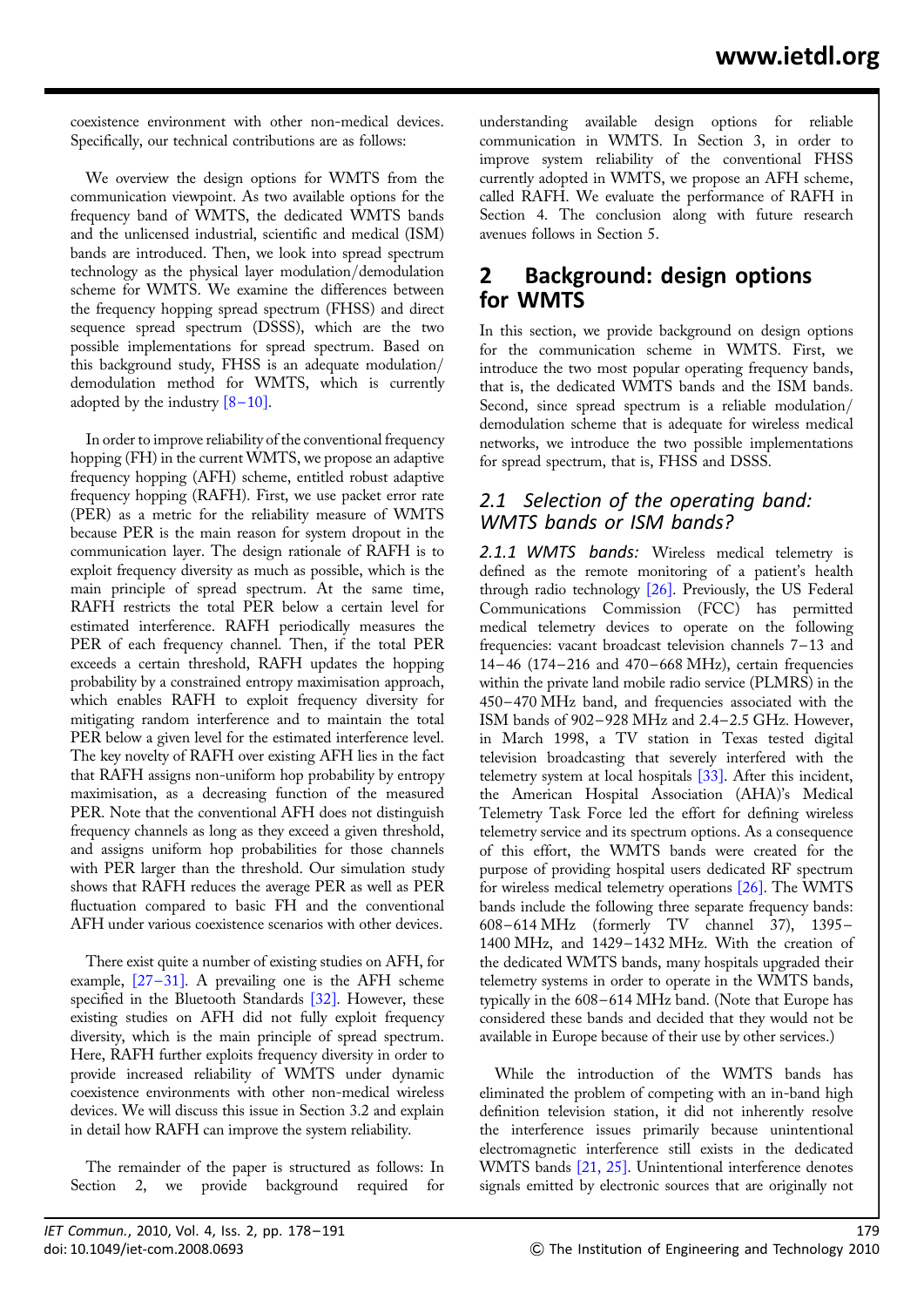coexistence environment with other non-medical devices. Specifically, our technical contributions are as follows:

We overview the design options for WMTS from the communication viewpoint. As two available options for the frequency band of WMTS, the dedicated WMTS bands and the unlicensed industrial, scientific and medical (ISM) bands are introduced. Then, we look into spread spectrum technology as the physical layer modulation/demodulation scheme for WMTS. We examine the differences between the frequency hopping spread spectrum (FHSS) and direct sequence spread spectrum (DSSS), which are the two possible implementations for spread spectrum. Based on this background study, FHSS is an adequate modulation/demodulation method for WMTS, which is currently adopted by the industry [8–10].

In order to improve reliability of the conventional frequency hopping (FH) in the current WMTS, we propose an adaptive frequency hopping (AFH) scheme, entitled robust adaptive frequency hopping (RAFH). First, we use packet error rate (PER) as a metric for the reliability measure of WMTS because PER is the main reason for system dropout in the communication layer. The design rationale of RAFH is to exploit frequency diversity as much as possible, which is the main principle of spread spectrum. At the same time, RAFH restricts the total PER below a certain level for estimated interference. RAFH periodically measures the PER of each frequency channel. Then, if the total PER exceeds a certain threshold, RAFH updates the hopping probability by a constrained entropy maximisation approach, which enables RAFH to exploit frequency diversity for mitigating random interference and to maintain the total PER below a given level for the estimated interference level. The key novelty of RAFH over existing AFH lies in the fact that RAFH assigns non-uniform hop probability by entropy maximisation, as a decreasing function of the measured PER. Note that the conventional AFH does not distinguish frequency channels as long as they exceed a given threshold, and assigns uniform hop probabilities for those channels with PER larger than the threshold. Our simulation study shows that RAFH reduces the average PER as well as PER fluctuation compared to basic FH and the conventional AFH under various coexistence scenarios with other devices.

There exist quite a number of existing studies on AFH, for example, [27–31]. A prevailing one is the AFH scheme specified in the Bluetooth Standards [32]. However, these existing studies on AFH did not fully exploit frequency diversity, which is the main principle of spread spectrum. Here, RAFH further exploits frequency diversity in order to provide increased reliability of WMTS under dynamic coexistence environments with other non-medical wireless devices. We will discuss this issue in Section 3.2 and explain in detail how RAFH can improve the system reliability.

The remainder of the paper is structured as follows: In Section 2, we provide background required for understanding available design options for reliable communication in WMTS. In Section 3, in order to improve system reliability of the conventional FHSS currently adopted in WMTS, we propose an AFH scheme, called RAFH. We evaluate the performance of RAFH in Section 4. The conclusion along with future research avenues follows in Section 5.

## 2 Background: design options for WMTS

In this section, we provide background on design options for the communication scheme in WMTS. First, we introduce the two most popular operating frequency bands, that is, the dedicated WMTS bands and the ISM bands. Second, since spread spectrum is a reliable modulation/demodulation scheme that is adequate for wireless medical networks, we introduce the two possible implementations for spread spectrum, that is, FHSS and DSSS.

### 2.1 Selection of the operating band: WMTS bands or ISM bands?

***2.1.1 WMTS bands:*** Wireless medical telemetry is defined as the remote monitoring of a patient's health through radio technology [26]. Previously, the US Federal Communications Commission (FCC) has permitted medical telemetry devices to operate on the following frequencies: vacant broadcast television channels 7–13 and 14–46 (174–216 and 470–668 MHz), certain frequencies within the private land mobile radio service (PLMRS) in the 450–470 MHz band, and frequencies associated with the ISM bands of 902–928 MHz and 2.4–2.5 GHz. However, in March 1998, a TV station in Texas tested digital television broadcasting that severely interfered with the telemetry system at local hospitals [33]. After this incident, the American Hospital Association (AHA)'s Medical Telemetry Task Force led the effort for defining wireless telemetry service and its spectrum options. As a consequence of this effort, the WMTS bands were created for the purpose of providing hospital users dedicated RF spectrum for wireless medical telemetry operations [26]. The WMTS bands include the following three separate frequency bands: 608–614 MHz (formerly TV channel 37), 1395–1400 MHz, and 1429–1432 MHz. With the creation of the dedicated WMTS bands, many hospitals upgraded their telemetry systems in order to operate in the WMTS bands, typically in the 608–614 MHz band. (Note that Europe has considered these bands and decided that they would not be available in Europe because of their use by other services.)

While the introduction of the WMTS bands has eliminated the problem of competing with an in-band high definition television station, it did not inherently resolve the interference issues primarily because unintentional electromagnetic interference still exists in the dedicated WMTS bands [21, 25]. Unintentional interference denotes signals emitted by electronic sources that are originally not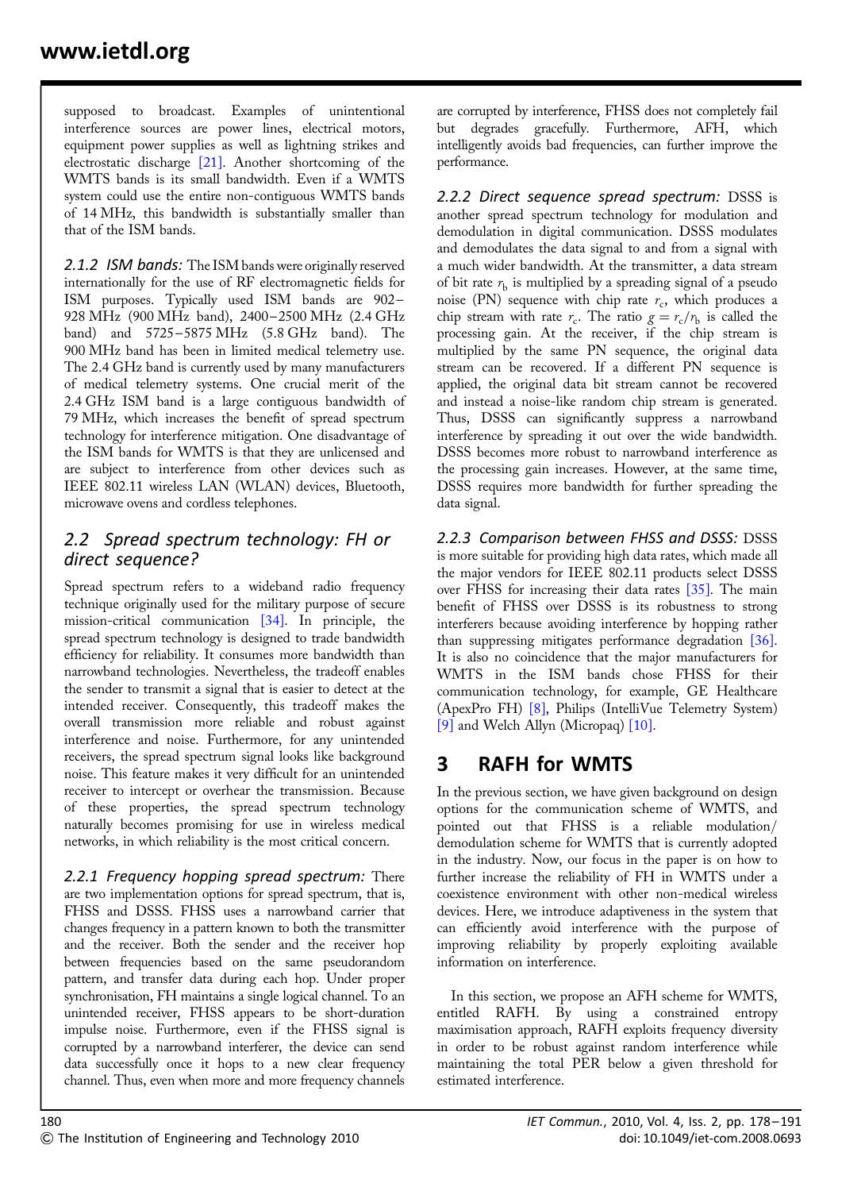supposed to broadcast. Examples of unintentional interference sources are power lines, electrical motors, equipment power supplies as well as lightning strikes and electrostatic discharge [21]. Another shortcoming of the WMTS bands is its small bandwidth. Even if a WMTS system could use the entire non-contiguous WMTS bands of 14 MHz, this bandwidth is substantially smaller than that of the ISM bands.

*2.1.2 ISM bands:* The ISM bands were originally reserved internationally for the use of RF electromagnetic fields for ISM purposes. Typically used ISM bands are 902–928 MHz (900 MHz band), 2400–2500 MHz (2.4 GHz band) and 5725–5875 MHz (5.8 GHz band). The 900 MHz band has been in limited medical telemetry use. The 2.4 GHz band is currently used by many manufacturers of medical telemetry systems. One crucial merit of the 2.4 GHz ISM band is a large contiguous bandwidth of 79 MHz, which increases the benefit of spread spectrum technology for interference mitigation. One disadvantage of the ISM bands for WMTS is that they are unlicensed and are subject to interference from other devices such as IEEE 802.11 wireless LAN (WLAN) devices, Bluetooth, microwave ovens and cordless telephones.

## 2.2 Spread spectrum technology: FH or direct sequence?

Spread spectrum refers to a wideband radio frequency technique originally used for the military purpose of secure mission-critical communication [34]. In principle, the spread spectrum technology is designed to trade bandwidth efficiency for reliability. It consumes more bandwidth than narrowband technologies. Nevertheless, the tradeoff enables the sender to transmit a signal that is easier to detect at the intended receiver. Consequently, this tradeoff makes the overall transmission more reliable and robust against interference and noise. Furthermore, for any unintended receivers, the spread spectrum signal looks like background noise. This feature makes it very difficult for an unintended receiver to intercept or overhear the transmission. Because of these properties, the spread spectrum technology naturally becomes promising for use in wireless medical networks, in which reliability is the most critical concern.

*2.2.1 Frequency hopping spread spectrum:* There are two implementation options for spread spectrum, that is, FHSS and DSSS. FHSS uses a narrowband carrier that changes frequency in a pattern known to both the transmitter and the receiver. Both the sender and the receiver hop between frequencies based on the same pseudorandom pattern, and transfer data during each hop. Under proper synchronisation, FH maintains a single logical channel. To an unintended receiver, FHSS appears to be short-duration impulse noise. Furthermore, even if the FHSS signal is corrupted by a narrowband interferer, the device can send data successfully once it hops to a new clear frequency channel. Thus, even when more and more frequency channels are corrupted by interference, FHSS does not completely fail but degrades gracefully. Furthermore, AFH, which intelligently avoids bad frequencies, can further improve the performance.

*2.2.2 Direct sequence spread spectrum:* DSSS is another spread spectrum technology for modulation and demodulation in digital communication. DSSS modulates and demodulates the data signal to and from a signal with a much wider bandwidth. At the transmitter, a data stream of bit rate $r_b$ is multiplied by a spreading signal of a pseudo noise (PN) sequence with chip rate $r_c$, which produces a chip stream with rate $r_c$. The ratio $g = r_c/r_b$ is called the processing gain. At the receiver, if the chip stream is multiplied by the same PN sequence, the original data stream can be recovered. If a different PN sequence is applied, the original data bit stream cannot be recovered and instead a noise-like random chip stream is generated. Thus, DSSS can significantly suppress a narrowband interference by spreading it out over the wide bandwidth. DSSS becomes more robust to narrowband interference as the processing gain increases. However, at the same time, DSSS requires more bandwidth for further spreading the data signal.

*2.2.3 Comparison between FHSS and DSSS:* DSSS is more suitable for providing high data rates, which made all the major vendors for IEEE 802.11 products select DSSS over FHSS for increasing their data rates [35]. The main benefit of FHSS over DSSS is its robustness to strong interferers because avoiding interference by hopping rather than suppressing mitigates performance degradation [36]. It is also no coincidence that the major manufacturers for WMTS in the ISM bands chose FHSS for their communication technology, for example, GE Healthcare (ApexPro FH) [8], Philips (IntelliVue Telemetry System) [9] and Welch Allyn (Micropaq) [10].

# 3 RAFH for WMTS

In the previous section, we have given background on design options for the communication scheme of WMTS, and pointed out that FHSS is a reliable modulation/demodulation scheme for WMTS that is currently adopted in the industry. Now, our focus in the paper is on how to further increase the reliability of FH in WMTS under a coexistence environment with other non-medical wireless devices. Here, we introduce adaptiveness in the system that can efficiently avoid interference with the purpose of improving reliability by properly exploiting available information on interference.

In this section, we propose an AFH scheme for WMTS, entitled RAFH. By using a constrained entropy maximisation approach, RAFH exploits frequency diversity in order to be robust against random interference while maintaining the total PER below a given threshold for estimated interference.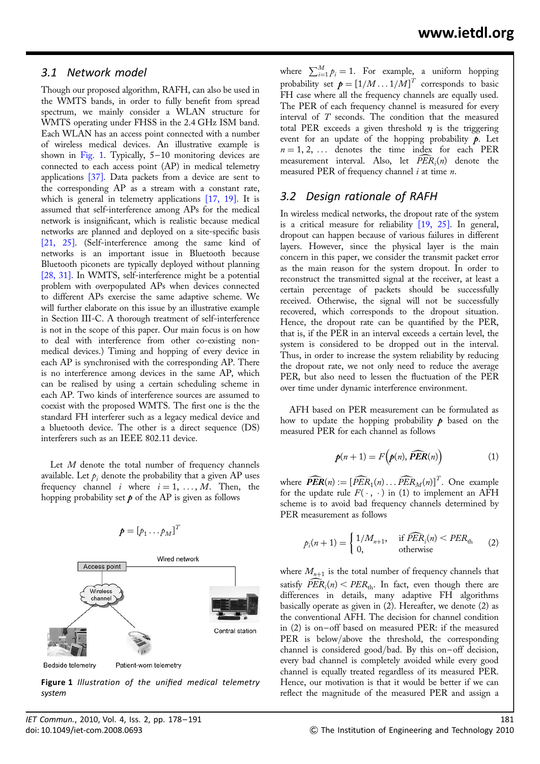### 3.1 Network model

Though our proposed algorithm, RAFH, can also be used in the WMTS bands, in order to fully benefit from spread spectrum, we mainly consider a WLAN structure for WMTS operating under FHSS in the 2.4 GHz ISM band. Each WLAN has an access point connected with a number of wireless medical devices. An illustrative example is shown in Fig. 1. Typically, 5–10 monitoring devices are connected to each access point (AP) in medical telemetry applications [37]. Data packets from a device are sent to the corresponding AP as a stream with a constant rate, which is general in telemetry applications [17, 19]. It is assumed that self-interference among APs for the medical network is insignificant, which is realistic because medical networks are planned and deployed on a site-specific basis [21, 25]. (Self-interference among the same kind of networks is an important issue in Bluetooth because Bluetooth piconets are typically deployed without planning [28, 31]. In WMTS, self-interference might be a potential problem with overpopulated APs when devices connected to different APs exercise the same adaptive scheme. We will further elaborate on this issue by an illustrative example in Section III-C. A thorough treatment of self-interference is not in the scope of this paper. Our main focus is on how to deal with interference from other co-existing non-medical devices.) Timing and hopping of every device in each AP is synchronised with the corresponding AP. There is no interference among devices in the same AP, which can be realised by using a certain scheduling scheme in each AP. Two kinds of interference sources are assumed to coexist with the proposed WMTS. The first one is the the standard FH interferer such as a legacy medical device and a bluetooth device. The other is a direct sequence (DS) interferers such as an IEEE 802.11 device.

Let $M$ denote the total number of frequency channels available. Let $p_i$ denote the probability that a given AP uses frequency channel $i$ where $i = 1, \ldots, M$. Then, the hopping probability set $\boldsymbol{p}$ of the AP is given as follows

$$\boldsymbol{p} = [p_1 \cdots p_M]^T$$

Figure 1 *Illustration of the unified medical telemetry system*

where $\sum_{i=1}^{M} p_i = 1$. For example, a uniform hopping probability set $\boldsymbol{p} = [1/M \ldots 1/M]^T$ corresponds to basic FH case where all the frequency channels are equally used. The PER of each frequency channel is measured for every interval of $T$ seconds. The condition that the measured total PER exceeds a given threshold $\eta$ is the triggering event for an update of the hopping probability $\boldsymbol{p}$. Let $n = 1, 2, \ldots$ denotes the time index for each PER measurement interval. Also, let $\widehat{PER}_i(n)$ denote the measured PER of frequency channel $i$ at time $n$.

### 3.2 Design rationale of RAFH

In wireless medical networks, the dropout rate of the system is a critical measure for reliability [19, 25]. In general, dropout can happen because of various failures in different layers. However, since the physical layer is the main concern in this paper, we consider the transmit packet error as the main reason for the system dropout. In order to reconstruct the transmitted signal at the receiver, at least a certain percentage of packets should be successfully received. Otherwise, the signal will not be successfully recovered, which corresponds to the dropout situation. Hence, the dropout rate can be quantified by the PER, that is, if the PER in an interval exceeds a certain level, the system is considered to be dropped out in the interval. Thus, in order to increase the system reliability by reducing the dropout rate, we not only need to reduce the average PER, but also need to lessen the fluctuation of the PER over time under dynamic interference environment.

AFH based on PER measurement can be formulated as how to update the hopping probability $\boldsymbol{p}$ based on the measured PER for each channel as follows

$$\boldsymbol{p}(n+1) = F\left(\boldsymbol{p}(n), \widehat{\boldsymbol{PER}}(n)\right) \tag{1}$$

where $\widehat{\boldsymbol{PER}}(n) := [\widehat{PER}_1(n) \ldots \widehat{PER}_M(n)]^T$. One example for the update rule $F(\cdot, \cdot)$ in (1) to implement an AFH scheme is to avoid bad frequency channels determined by PER measurement as follows

$$p_i(n+1) = \begin{cases} 1/M_{n+1}, & \text{if } \widehat{PER}_i(n) < PER_{\text{th}} \\ 0, & \text{otherwise} \end{cases} \tag{2}$$

where $M_{n+1}$ is the total number of frequency channels that satisfy $\widehat{PER}_i(n) < PER_{\text{th}}$. In fact, even though there are differences in details, many adaptive FH algorithms basically operate as given in (2). Hereafter, we denote (2) as the conventional AFH. The decision for channel condition in (2) is on–off based on measured PER: if the measured PER is below/above the threshold, the corresponding channel is considered good/bad. By this on–off decision, every bad channel is completely avoided while every good channel is equally treated regardless of its measured PER. Hence, our motivation is that it would be better if we can reflect the magnitude of the measured PER and assign a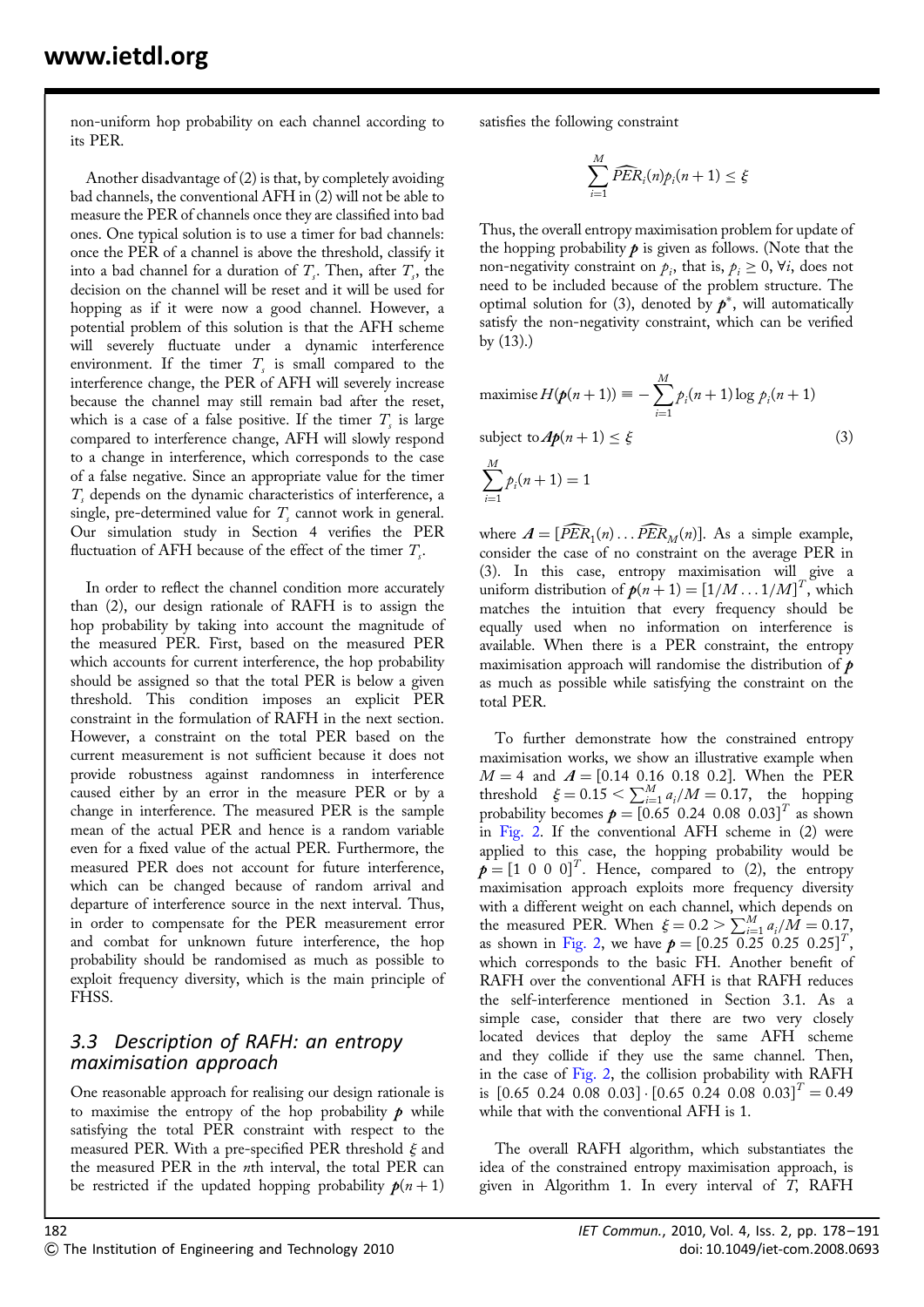non-uniform hop probability on each channel according to its PER.

Another disadvantage of (2) is that, by completely avoiding bad channels, the conventional AFH in (2) will not be able to measure the PER of channels once they are classified into bad ones. One typical solution is to use a timer for bad channels: once the PER of a channel is above the threshold, classify it into a bad channel for a duration of $T_s$. Then, after $T_s$, the decision on the channel will be reset and it will be used for hopping as if it were now a good channel. However, a potential problem of this solution is that the AFH scheme will severely fluctuate under a dynamic interference environment. If the timer $T_s$ is small compared to the interference change, the PER of AFH will severely increase because the channel may still remain bad after the reset, which is a case of a false positive. If the timer $T_s$ is large compared to interference change, AFH will slowly respond to a change in interference, which corresponds to the case of a false negative. Since an appropriate value for the timer $T_s$ depends on the dynamic characteristics of interference, a single, pre-determined value for $T_s$ cannot work in general. Our simulation study in Section 4 verifies the PER fluctuation of AFH because of the effect of the timer $T_s$.

In order to reflect the channel condition more accurately than (2), our design rationale of RAFH is to assign the hop probability by taking into account the magnitude of the measured PER. First, based on the measured PER which accounts for current interference, the hop probability should be assigned so that the total PER is below a given threshold. This condition imposes an explicit PER constraint in the formulation of RAFH in the next section. However, a constraint on the total PER based on the current measurement is not sufficient because it does not provide robustness against randomness in interference caused either by an error in the measure PER or by a change in interference. The measured PER is the sample mean of the actual PER and hence is a random variable even for a fixed value of the actual PER. Furthermore, the measured PER does not account for future interference, which can be changed because of random arrival and departure of interference source in the next interval. Thus, in order to compensate for the PER measurement error and combat for unknown future interference, the hop probability should be randomised as much as possible to exploit frequency diversity, which is the main principle of FHSS.

### 3.3 Description of RAFH: an entropy maximisation approach

One reasonable approach for realising our design rationale is to maximise the entropy of the hop probability $\boldsymbol{p}$ while satisfying the total PER constraint with respect to the measured PER. With a pre-specified PER threshold $\xi$ and the measured PER in the $n$th interval, the total PER can be restricted if the updated hopping probability $\boldsymbol{p}(n+1)$ satisfies the following constraint

$$\sum_{i=1}^{M} \widehat{PER}_i(n) p_i(n+1) \leq \xi$$

Thus, the overall entropy maximisation problem for update of the hopping probability $\boldsymbol{p}$ is given as follows. (Note that the non-negativity constraint on $p_i$, that is, $p_i \geq 0$, $\forall i$, does not need to be included because of the problem structure. The optimal solution for (3), denoted by $\boldsymbol{p}^*$, will automatically satisfy the non-negativity constraint, which can be verified by (13).)

$$\begin{aligned} &\text{maximise } H(\boldsymbol{p}(n+1)) \equiv -\sum_{i=1}^{M} p_i(n+1) \log p_i(n+1) \\ &\text{subject to } \boldsymbol{A}\boldsymbol{p}(n+1) \leq \xi \\ &\sum_{i=1}^{M} p_i(n+1) = 1 \end{aligned} \tag{3}$$

where $\boldsymbol{A} = [\widehat{PER}_1(n) \ldots \widehat{PER}_M(n)]$. As a simple example, consider the case of no constraint on the average PER in (3). In this case, entropy maximisation will give a uniform distribution of $\boldsymbol{p}(n+1) = [1/M \ldots 1/M]^T$, which matches the intuition that every frequency should be equally used when no information on interference is available. When there is a PER constraint, the entropy maximisation approach will randomise the distribution of $\boldsymbol{p}$ as much as possible while satisfying the constraint on the total PER.

To further demonstrate how the constrained entropy maximisation works, we show an illustrative example when $M = 4$ and $\boldsymbol{A} = [0.14\ 0.16\ 0.18\ 0.2]$. When the PER threshold $\xi = 0.15 < \sum_{i=1}^{M} a_i/M = 0.17$, the hopping probability becomes $\boldsymbol{p} = [0.65\ 0.24\ 0.08\ 0.03]^T$ as shown in Fig. 2. If the conventional AFH scheme in (2) were applied to this case, the hopping probability would be $\boldsymbol{p} = [1\ 0\ 0\ 0]^T$. Hence, compared to (2), the entropy maximisation approach exploits more frequency diversity with a different weight on each channel, which depends on the measured PER. When $\xi = 0.2 > \sum_{i=1}^{M} a_i/M = 0.17$, as shown in Fig. 2, we have $\boldsymbol{p} = [0.25\ 0.25\ 0.25\ 0.25]^T$, which corresponds to the basic FH. Another benefit of RAFH over the conventional AFH is that RAFH reduces the self-interference mentioned in Section 3.1. As a simple case, consider that there are two very closely located devices that deploy the same AFH scheme and they collide if they use the same channel. Then, in the case of Fig. 2, the collision probability with RAFH is $[0.65\ 0.24\ 0.08\ 0.03] \cdot [0.65\ 0.24\ 0.08\ 0.03]^T = 0.49$ while that with the conventional AFH is 1.

The overall RAFH algorithm, which substantiates the idea of the constrained entropy maximisation approach, is given in Algorithm 1. In every interval of $T$, RAFH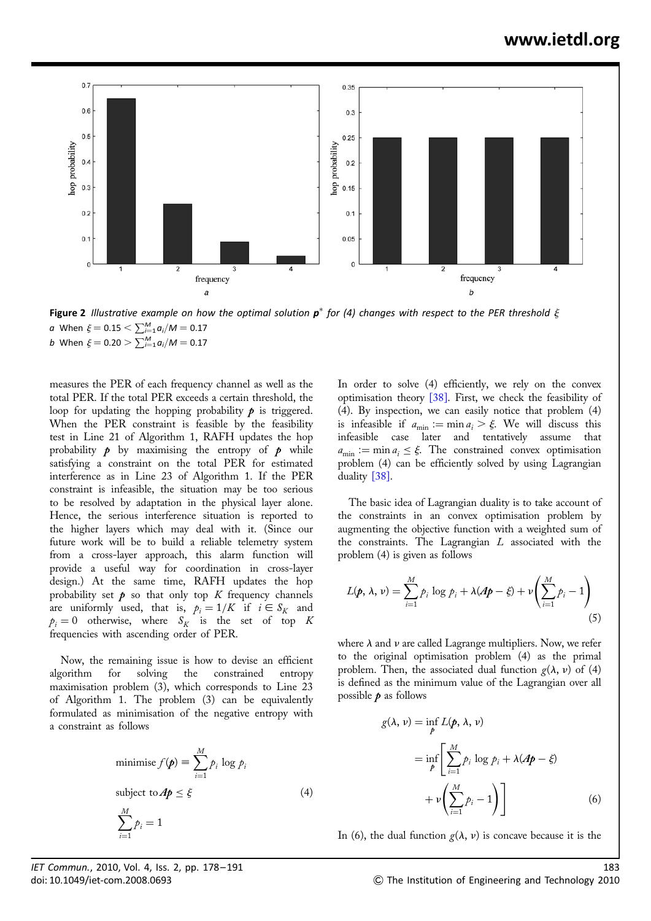**Figure 2** *Illustrative example on how the optimal solution $\mathbf{p}^*$ for (4) changes with respect to the PER threshold $\xi$*

*a* When $\xi = 0.15 < \sum_{i=1}^{M} a_i/M = 0.17$

*b* When $\xi = 0.20 > \sum_{i=1}^{M} a_i/M = 0.17$

measures the PER of each frequency channel as well as the total PER. If the total PER exceeds a certain threshold, the loop for updating the hopping probability $\boldsymbol{p}$ is triggered. When the PER constraint is feasible by the feasibility test in Line 21 of Algorithm 1, RAFH updates the hop probability $\boldsymbol{p}$ by maximising the entropy of $\boldsymbol{p}$ while satisfying a constraint on the total PER for estimated interference as in Line 23 of Algorithm 1. If the PER constraint is infeasible, the situation may be too serious to be resolved by adaptation in the physical layer alone. Hence, the serious interference situation is reported to the higher layers which may deal with it. (Since our future work will be to build a reliable telemetry system from a cross-layer approach, this alarm function will provide a useful way for coordination in cross-layer design.) At the same time, RAFH updates the hop probability set $\boldsymbol{p}$ so that only top $K$ frequency channels are uniformly used, that is, $p_i = 1/K$ if $i \in S_K$ and $p_i = 0$ otherwise, where $S_K$ is the set of top $K$ frequencies with ascending order of PER.

Now, the remaining issue is how to devise an efficient algorithm for solving the constrained entropy maximisation problem (3), which corresponds to Line 23 of Algorithm 1. The problem (3) can be equivalently formulated as minimisation of the negative entropy with a constraint as follows

$$
\begin{aligned}
&\text{minimise } f(\boldsymbol{p}) \equiv \sum_{i=1}^{M} p_i \log p_i \\
&\text{subject to } \boldsymbol{A}\boldsymbol{p} \le \xi \\
&\sum_{i=1}^{M} p_i = 1
\end{aligned} \tag{4}
$$

In order to solve (4) efficiently, we rely on the convex optimisation theory [38]. First, we check the feasibility of (4). By inspection, we can easily notice that problem (4) is infeasible if $a_{\min} := \min a_i > \xi$. We will discuss this infeasible case later and tentatively assume that $a_{\min} := \min a_i \le \xi$. The constrained convex optimisation problem (4) can be efficiently solved by using Lagrangian duality [38].

The basic idea of Lagrangian duality is to take account of the constraints in an convex optimisation problem by augmenting the objective function with a weighted sum of the constraints. The Lagrangian $L$ associated with the problem (4) is given as follows

$$
L(\boldsymbol{p}, \lambda, \nu) = \sum_{i=1}^{M} p_i \log p_i + \lambda(\boldsymbol{A}\boldsymbol{p} - \xi) + \nu\left(\sum_{i=1}^{M} p_i - 1\right) \tag{5}
$$

where $\lambda$ and $\nu$ are called Lagrange multipliers. Now, we refer to the original optimisation problem (4) as the primal problem. Then, the associated dual function $g(\lambda, \nu)$ of (4) is defined as the minimum value of the Lagrangian over all possible $\boldsymbol{p}$ as follows

$$
\begin{aligned}
g(\lambda, \nu) &= \inf_{\boldsymbol{p}} L(\boldsymbol{p}, \lambda, \nu) \\
&= \inf_{\boldsymbol{p}} \left[ \sum_{i=1}^{M} p_i \log p_i + \lambda(\boldsymbol{A}\boldsymbol{p} - \xi) + \nu\left(\sum_{i=1}^{M} p_i - 1\right) \right]
\end{aligned} \tag{6}
$$

In (6), the dual function $g(\lambda, \nu)$ is concave because it is the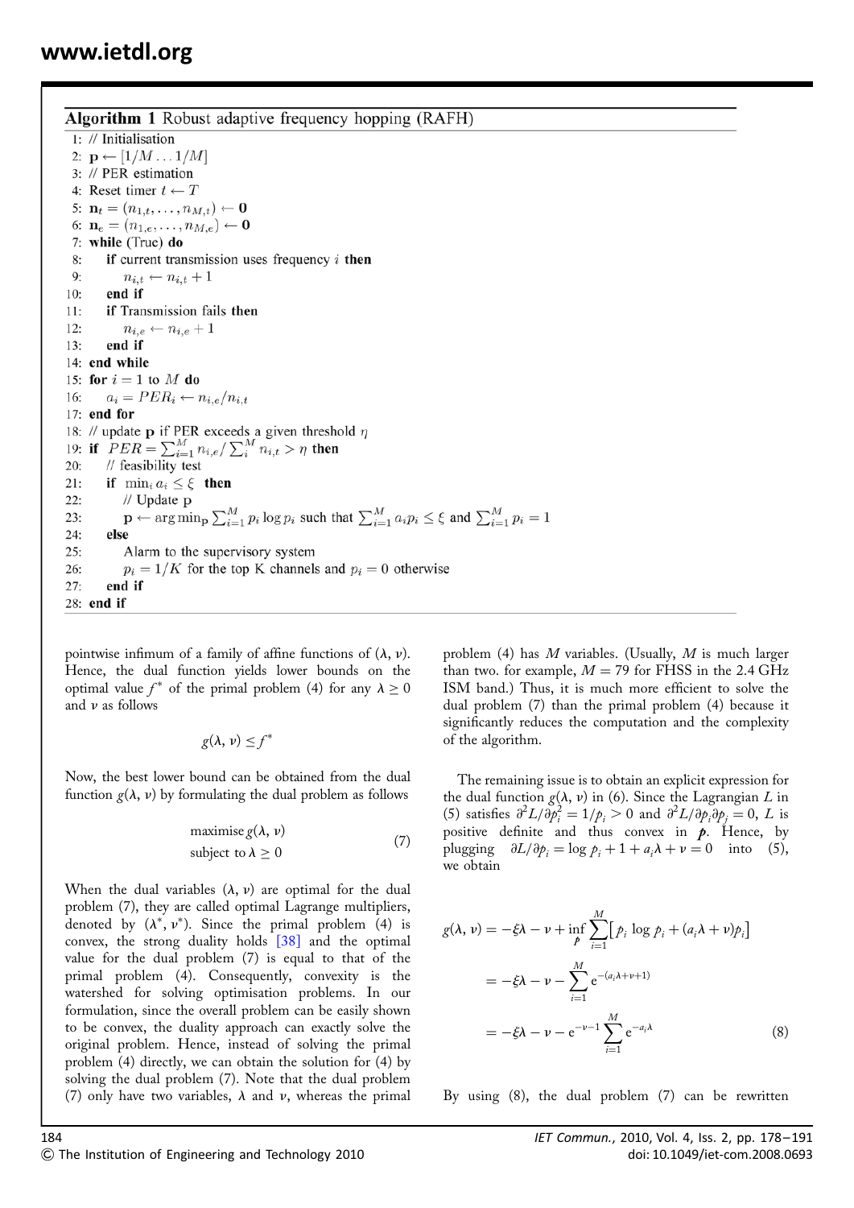**Algorithm 1** Robust adaptive frequency hopping (RAFH)

```
1: // Initialisation
2: p ← [1/M ... 1/M]
3: // PER estimation
4: Reset timer t ← T
5: n_t = (n_{1,t}, ..., n_{M,t}) ← 0
6: n_e = (n_{1,e}, ..., n_{M,e}) ← 0
7: while (True) do
8:    if current transmission uses frequency i then
9:       n_{i,t} ← n_{i,t} + 1
10:   end if
11:   if Transmission fails then
12:      n_{i,e} ← n_{i,e} + 1
13:   end if
14: end while
15: for i = 1 to M do
16:    a_i = PER_i ← n_{i,e}/n_{i,t}
17: end for
18: // update p if PER exceeds a given threshold η
19: if PER = Σ_{i=1}^M n_{i,e} / Σ_i^M n_{i,t} > η then
20:    // feasibility test
21:    if min_i a_i ≤ ξ then
22:       // Update p
23:       p ← arg min_p Σ_{i=1}^M p_i log p_i such that Σ_{i=1}^M a_i p_i ≤ ξ and Σ_{i=1}^M p_i = 1
24:    else
25:       Alarm to the supervisory system
26:       p_i = 1/K for the top K channels and p_i = 0 otherwise
27:    end if
28: end if
```

pointwise infimum of a family of affine functions of $(\lambda, \nu)$. Hence, the dual function yields lower bounds on the optimal value $f^*$ of the primal problem (4) for any $\lambda \geq 0$ and $\nu$ as follows

$$g(\lambda, \nu) \leq f^*$$

Now, the best lower bound can be obtained from the dual function $g(\lambda, \nu)$ by formulating the dual problem as follows

$$\begin{aligned} &\text{maximise}\, g(\lambda, \nu) \\ &\text{subject to}\, \lambda \geq 0 \end{aligned} \tag{7}$$

When the dual variables $(\lambda, \nu)$ are optimal for the dual problem (7), they are called optimal Lagrange multipliers, denoted by $(\lambda^*, \nu^*)$. Since the primal problem (4) is convex, the strong duality holds [38] and the optimal value for the dual problem (7) is equal to that of the primal problem (4). Consequently, convexity is the watershed for solving optimisation problems. In our formulation, since the overall problem can be easily shown to be convex, the duality approach can exactly solve the original problem. Hence, instead of solving the primal problem (4) directly, we can obtain the solution for (4) by solving the dual problem (7). Note that the dual problem (7) only have two variables, $\lambda$ and $\nu$, whereas the primal problem (4) has $M$ variables. (Usually, $M$ is much larger than two. for example, $M = 79$ for FHSS in the 2.4 GHz ISM band.) Thus, it is much more efficient to solve the dual problem (7) than the primal problem (4) because it significantly reduces the computation and the complexity of the algorithm.

The remaining issue is to obtain an explicit expression for the dual function $g(\lambda, \nu)$ in (6). Since the Lagrangian $L$ in (5) satisfies $\partial^2 L/\partial p_i^2 = 1/p_i > 0$ and $\partial^2 L/\partial p_i \partial p_j = 0$, $L$ is positive definite and thus convex in $\boldsymbol{p}$. Hence, by plugging $\partial L/\partial p_i = \log p_i + 1 + a_i\lambda + \nu = 0$ into (5), we obtain

$$\begin{aligned} g(\lambda, \nu) &= -\xi\lambda - \nu + \inf_{\boldsymbol{p}} \sum_{i=1}^{M} \left[ p_i \log p_i + (a_i\lambda + \nu)p_i \right] \\ &= -\xi\lambda - \nu - \sum_{i=1}^{M} \mathrm{e}^{-(a_i\lambda + \nu + 1)} \\ &= -\xi\lambda - \nu - \mathrm{e}^{-\nu - 1} \sum_{i=1}^{M} \mathrm{e}^{-a_i\lambda} \end{aligned} \tag{8}$$

By using (8), the dual problem (7) can be rewritten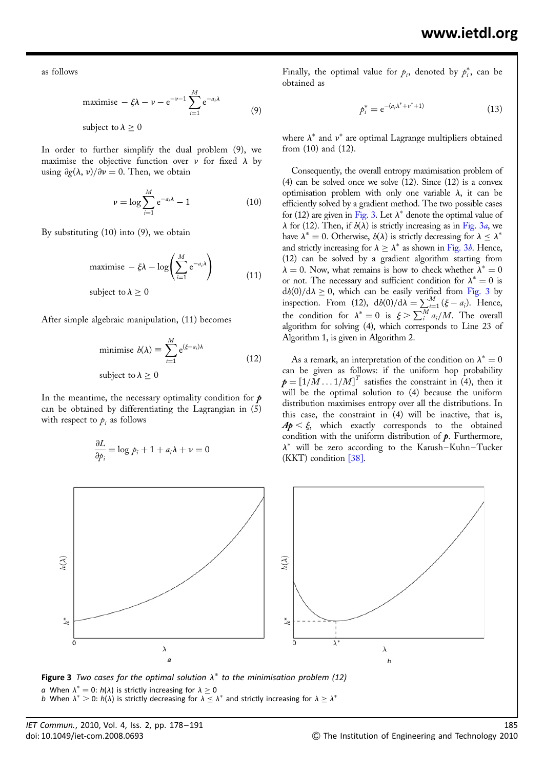as follows

$$\text{maximise } -\xi\lambda - \nu - e^{-\nu-1}\sum_{i=1}^{M} e^{-a_i\lambda} \tag{9}$$

$$\text{subject to } \lambda \geq 0$$

In order to further simplify the dual problem (9), we maximise the objective function over $\nu$ for fixed $\lambda$ by using $\partial g(\lambda, \nu)/\partial \nu = 0$. Then, we obtain

$$\nu = \log \sum_{i=1}^{M} e^{-a_i\lambda} - 1 \tag{10}$$

By substituting (10) into (9), we obtain

$$\text{maximise } -\xi\lambda - \log\left(\sum_{i=1}^{M} e^{-a_i\lambda}\right) \tag{11}$$

$$\text{subject to } \lambda \geq 0$$

After simple algebraic manipulation, (11) becomes

$$\text{minimise } h(\lambda) \equiv \sum_{i=1}^{M} e^{(\xi - a_i)\lambda} \tag{12}$$

$$\text{subject to } \lambda \geq 0$$

In the meantime, the necessary optimality condition for $\boldsymbol{p}$ can be obtained by differentiating the Lagrangian in (5) with respect to $p_i$ as follows

$$\frac{\partial L}{\partial p_i} = \log p_i + 1 + a_i\lambda + \nu = 0$$

Finally, the optimal value for $p_i$, denoted by $p_i^*$, can be obtained as

$$p_i^* = e^{-(a_i\lambda^* + \nu^* + 1)} \tag{13}$$

where $\lambda^*$ and $\nu^*$ are optimal Lagrange multipliers obtained from (10) and (12).

Consequently, the overall entropy maximisation problem of (4) can be solved once we solve (12). Since (12) is a convex optimisation problem with only one variable $\lambda$, it can be efficiently solved by a gradient method. The two possible cases for (12) are given in Fig. 3. Let $\lambda^*$ denote the optimal value of $\lambda$ for (12). Then, if $h(\lambda)$ is strictly increasing as in Fig. 3*a*, we have $\lambda^* = 0$. Otherwise, $h(\lambda)$ is strictly decreasing for $\lambda \leq \lambda^*$ and strictly increasing for $\lambda \geq \lambda^*$ as shown in Fig. 3*b*. Hence, (12) can be solved by a gradient algorithm starting from $\lambda = 0$. Now, what remains is how to check whether $\lambda^* = 0$ or not. The necessary and sufficient condition for $\lambda^* = 0$ is $dh(0)/d\lambda \geq 0$, which can be easily verified from Fig. 3 by inspection. From (12), $dh(0)/d\lambda = \sum_{i=1}^{M}(\xi - a_i)$. Hence, the condition for $\lambda^* = 0$ is $\xi > \sum_{i}^{M} a_i/M$. The overall algorithm for solving (4), which corresponds to Line 23 of Algorithm 1, is given in Algorithm 2.

As a remark, an interpretation of the condition on $\lambda^* = 0$ can be given as follows: if the uniform hop probability $\boldsymbol{p} = [1/M \ldots 1/M]^T$ satisfies the constraint in (4), then it will be the optimal solution to (4) because the uniform distribution maximises entropy over all the distributions. In this case, the constraint in (4) will be inactive, that is, $\boldsymbol{A}\boldsymbol{p} < \xi$, which exactly corresponds to the obtained condition with the uniform distribution of $\boldsymbol{p}$. Furthermore, $\lambda^*$ will be zero according to the Karush–Kuhn–Tucker (KKT) condition [38].

**Figure 3** *Two cases for the optimal solution $\lambda^*$ to the minimisation problem (12)*

*a* When $\lambda^* = 0$: $h(\lambda)$ is strictly increasing for $\lambda \geq 0$
*b* When $\lambda^* > 0$: $h(\lambda)$ is strictly decreasing for $\lambda \leq \lambda^*$ and strictly increasing for $\lambda \geq \lambda^*$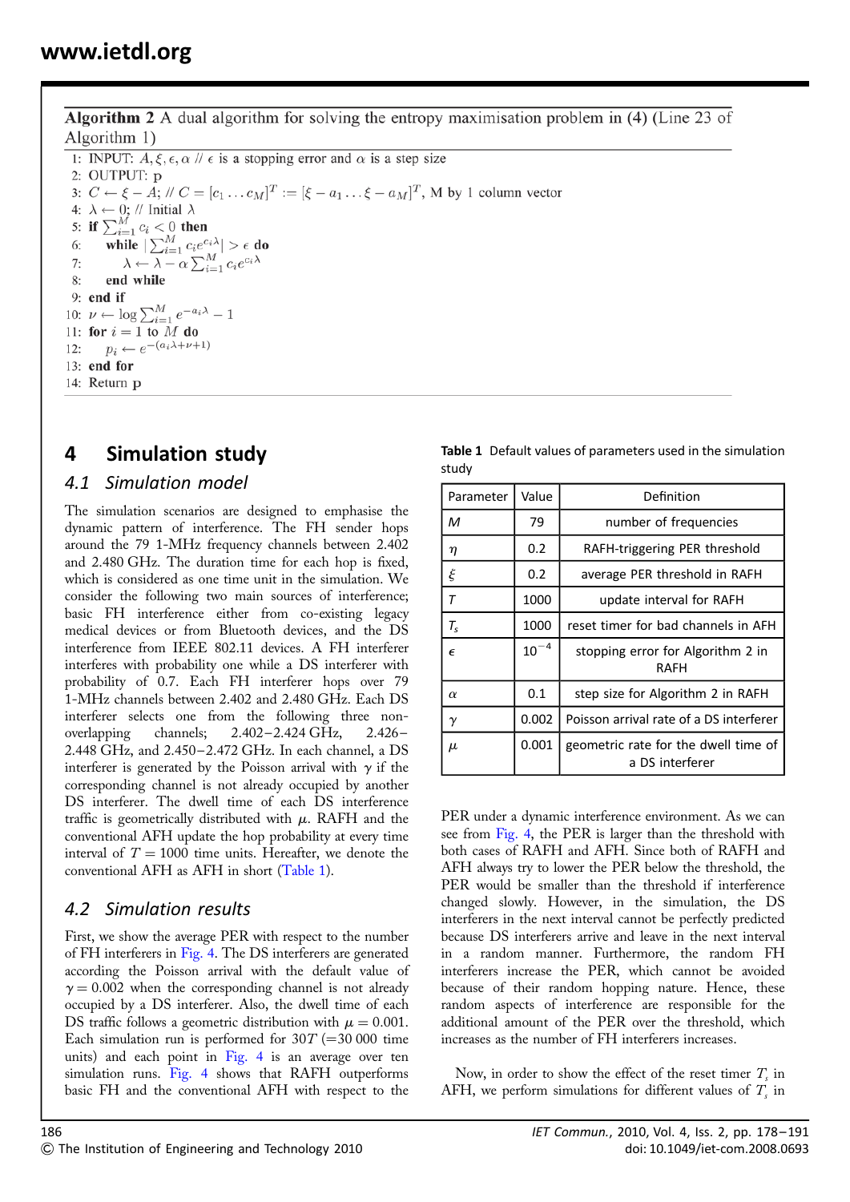**Algorithm 2** A dual algorithm for solving the entropy maximisation problem in (4) (Line 23 of Algorithm 1)

```
1: INPUT: A, ξ, ε, α // ε is a stopping error and α is a step size
2: OUTPUT: p
3: C ← ξ − A; // C = [c_1 ... c_M]^T := [ξ − a_1 ... ξ − a_M]^T, M by 1 column vector
4: λ ← 0; // Initial λ
5: if Σ_{i=1}^{M} c_i < 0 then
6:     while |Σ_{i=1}^{M} c_i e^{c_i λ}| > ε do
7:         λ ← λ − α Σ_{i=1}^{M} c_i e^{c_i λ}
8:     end while
9: end if
10: ν ← log Σ_{i=1}^{M} e^{−a_i λ} − 1
11: for i = 1 to M do
12:     p_i ← e^{−(a_i λ + ν + 1)}
13: end for
14: Return p
```

# 4 Simulation study

## 4.1 Simulation model

The simulation scenarios are designed to emphasise the dynamic pattern of interference. The FH sender hops around the 79 1-MHz frequency channels between 2.402 and 2.480 GHz. The duration time for each hop is fixed, which is considered as one time unit in the simulation. We consider the following two main sources of interference; basic FH interference either from co-existing legacy medical devices or from Bluetooth devices, and the DS interference from IEEE 802.11 devices. A FH interferer interferes with probability one while a DS interferer with probability of 0.7. Each FH interferer hops over 79 1-MHz channels between 2.402 and 2.480 GHz. Each DS interferer selects one from the following three non-overlapping channels; 2.402–2.424 GHz, 2.426–2.448 GHz, and 2.450–2.472 GHz. In each channel, a DS interferer is generated by the Poisson arrival with $\gamma$ if the corresponding channel is not already occupied by another DS interferer. The dwell time of each DS interference traffic is geometrically distributed with $\mu$. RAFH and the conventional AFH update the hop probability at every time interval of $T = 1000$ time units. Hereafter, we denote the conventional AFH as AFH in short (Table 1).

**Table 1** Default values of parameters used in the simulation study

| Parameter | Value | Definition |
|---|---|---|
| $M$ | 79 | number of frequencies |
| $\eta$ | 0.2 | RAFH-triggering PER threshold |
| $\xi$ | 0.2 | average PER threshold in RAFH |
| $T$ | 1000 | update interval for RAFH |
| $T_s$ | 1000 | reset timer for bad channels in AFH |
| $\epsilon$ | $10^{-4}$ | stopping error for Algorithm 2 in RAFH |
| $\alpha$ | 0.1 | step size for Algorithm 2 in RAFH |
| $\gamma$ | 0.002 | Poisson arrival rate of a DS interferer |
| $\mu$ | 0.001 | geometric rate for the dwell time of a DS interferer |

## 4.2 Simulation results

First, we show the average PER with respect to the number of FH interferers in Fig. 4. The DS interferers are generated according the Poisson arrival with the default value of $\gamma = 0.002$ when the corresponding channel is not already occupied by a DS interferer. Also, the dwell time of each DS traffic follows a geometric distribution with $\mu = 0.001$. Each simulation run is performed for $30T$ (=30 000 time units) and each point in Fig. 4 is an average over ten simulation runs. Fig. 4 shows that RAFH outperforms basic FH and the conventional AFH with respect to the PER under a dynamic interference environment. As we can see from Fig. 4, the PER is larger than the threshold with both cases of RAFH and AFH. Since both of RAFH and AFH always try to lower the PER below the threshold, the PER would be smaller than the threshold if interference changed slowly. However, in the simulation, the DS interferers in the next interval cannot be perfectly predicted because DS interferers arrive and leave in the next interval in a random manner. Furthermore, the random FH interferers increase the PER, which cannot be avoided because of their random hopping nature. Hence, these random aspects of interference are responsible for the additional amount of the PER over the threshold, which increases as the number of FH interferers increases.

Now, in order to show the effect of the reset timer $T_s$ in AFH, we perform simulations for different values of $T_s$ in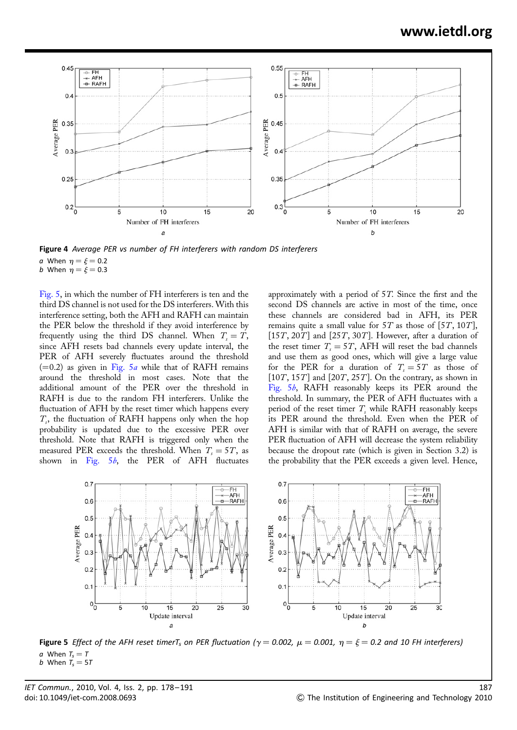**Figure 4** *Average PER vs number of FH interferers with random DS interferers*

*a* When $\eta = \xi = 0.2$
*b* When $\eta = \xi = 0.3$

Fig. 5, in which the number of FH interferers is ten and the third DS channel is not used for the DS interferers. With this interference setting, both the AFH and RAFH can maintain the PER below the threshold if they avoid interference by frequently using the third DS channel. When $T_s = T$, since AFH resets bad channels every update interval, the PER of AFH severely fluctuates around the threshold (=0.2) as given in Fig. 5*a* while that of RAFH remains around the threshold in most cases. Note that the additional amount of the PER over the threshold in RAFH is due to the random FH interferers. Unlike the fluctuation of AFH by the reset timer which happens every $T_s$, the fluctuation of RAFH happens only when the hop probability is updated due to the excessive PER over threshold. Note that RAFH is triggered only when the measured PER exceeds the threshold. When $T_s = 5T$, as shown in Fig. 5*b*, the PER of AFH fluctuates approximately with a period of $5T$. Since the first and the second DS channels are active in most of the time, once these channels are considered bad in AFH, its PER remains quite a small value for $5T$ as those of $[5T, 10T]$, $[15T, 20T]$ and $[25T, 30T]$. However, after a duration of the reset timer $T_s = 5T$, AFH will reset the bad channels and use them as good ones, which will give a large value for the PER for a duration of $T_s = 5T$ as those of $[10T, 15T]$ and $[20T, 25T]$. On the contrary, as shown in Fig. 5*b*, RAFH reasonably keeps its PER around the threshold. In summary, the PER of AFH fluctuates with a period of the reset timer $T_s$ while RAFH reasonably keeps its PER around the threshold. Even when the PER of AFH is similar with that of RAFH on average, the severe PER fluctuation of AFH will decrease the system reliability because the dropout rate (which is given in Section 3.2) is the probability that the PER exceeds a given level. Hence,

**Figure 5** *Effect of the AFH reset timer$T_s$ on PER fluctuation ($\gamma = 0.002$, $\mu = 0.001$, $\eta = \xi = 0.2$ and 10 FH interferers)*

*a* When $T_s = T$
*b* When $T_s = 5T$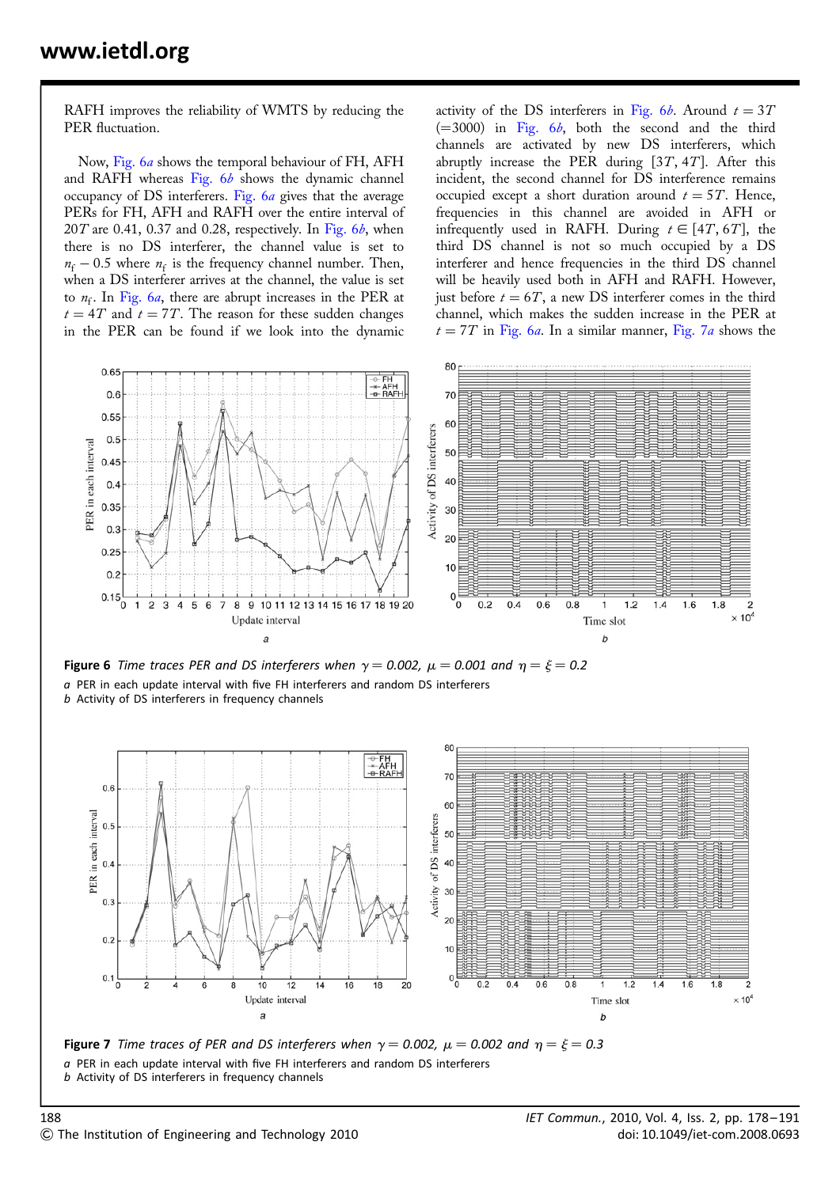RAFH improves the reliability of WMTS by reducing the PER fluctuation.

Now, Fig. 6a shows the temporal behaviour of FH, AFH and RAFH whereas Fig. 6b shows the dynamic channel occupancy of DS interferers. Fig. 6a gives that the average PERs for FH, AFH and RAFH over the entire interval of $20T$ are 0.41, 0.37 and 0.28, respectively. In Fig. 6b, when there is no DS interferer, the channel value is set to $n_f - 0.5$ where $n_f$ is the frequency channel number. Then, when a DS interferer arrives at the channel, the value is set to $n_f$. In Fig. 6a, there are abrupt increases in the PER at $t = 4T$ and $t = 7T$. The reason for these sudden changes in the PER can be found if we look into the dynamic activity of the DS interferers in Fig. 6b. Around $t = 3T$ (=3000) in Fig. 6b, both the second and the third channels are activated by new DS interferers, which abruptly increase the PER during $[3T, 4T]$. After this incident, the second channel for DS interference remains occupied except a short duration around $t = 5T$. Hence, frequencies in this channel are avoided in AFH or infrequently used in RAFH. During $t \in [4T, 6T]$, the third DS channel is not so much occupied by a DS interferer and hence frequencies in the third DS channel will be heavily used both in AFH and RAFH. However, just before $t = 6T$, a new DS interferer comes in the third channel, which makes the sudden increase in the PER at $t = 7T$ in Fig. 6a. In a similar manner, Fig. 7a shows the

**Figure 6** *Time traces PER and DS interferers when $\gamma = 0.002$, $\mu = 0.001$ and $\eta = \xi = 0.2$*

*a* PER in each update interval with five FH interferers and random DS interferers
*b* Activity of DS interferers in frequency channels

**Figure 7** *Time traces of PER and DS interferers when $\gamma = 0.002$, $\mu = 0.002$ and $\eta = \xi = 0.3$*

*a* PER in each update interval with five FH interferers and random DS interferers
*b* Activity of DS interferers in frequency channels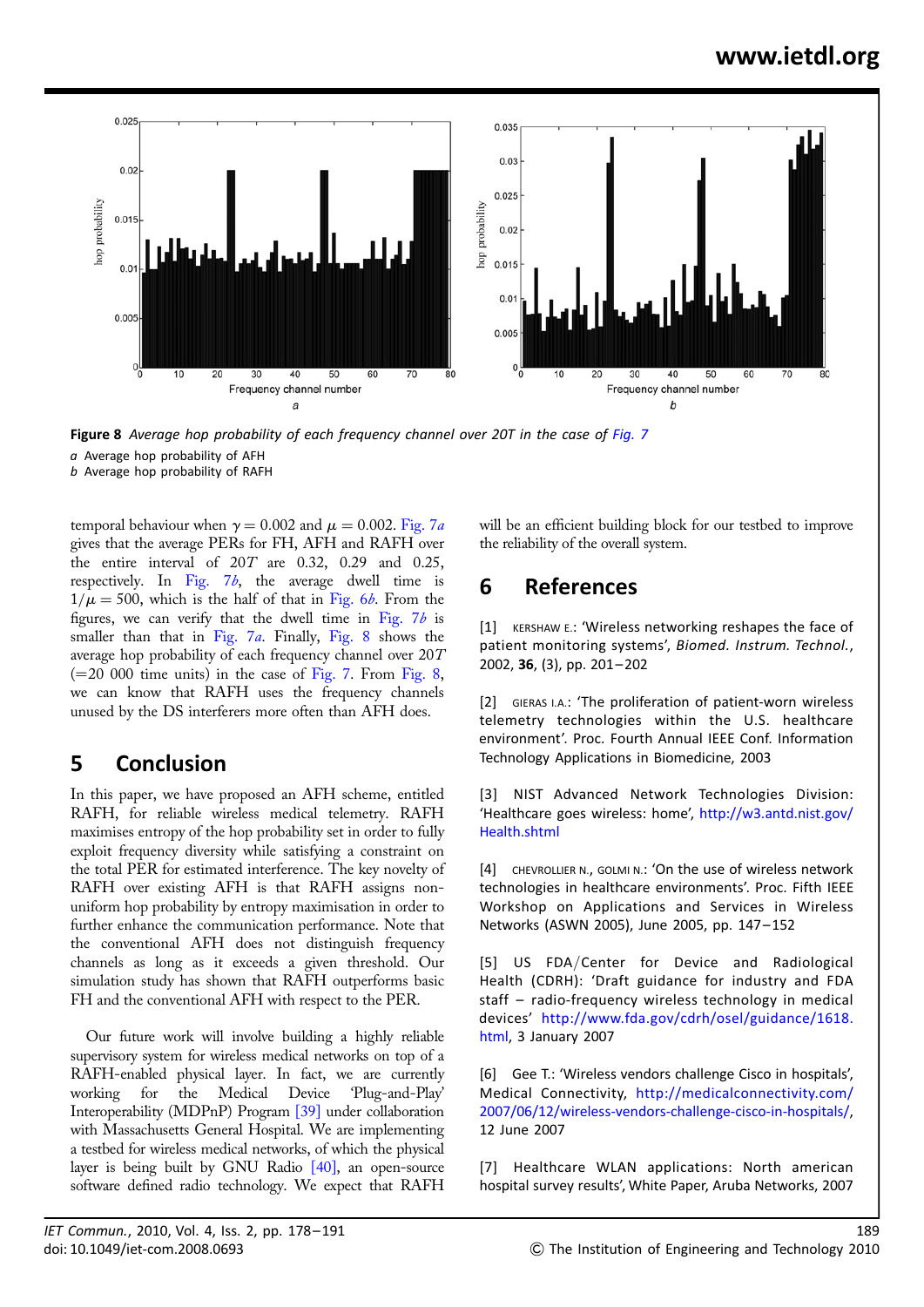**Figure 8** *Average hop probability of each frequency channel over 20T in the case of Fig. 7*

*a* Average hop probability of AFH
*b* Average hop probability of RAFH

temporal behaviour when $\gamma = 0.002$ and $\mu = 0.002$. Fig. 7*a* gives that the average PERs for FH, AFH and RAFH over the entire interval of $20T$ are 0.32, 0.29 and 0.25, respectively. In Fig. 7*b*, the average dwell time is $1/\mu = 500$, which is the half of that in Fig. 6*b*. From the figures, we can verify that the dwell time in Fig. 7*b* is smaller than that in Fig. 7*a*. Finally, Fig. 8 shows the average hop probability of each frequency channel over $20T$ (=20 000 time units) in the case of Fig. 7. From Fig. 8, we can know that RAFH uses the frequency channels unused by the DS interferers more often than AFH does.

## 5 Conclusion

In this paper, we have proposed an AFH scheme, entitled RAFH, for reliable wireless medical telemetry. RAFH maximises entropy of the hop probability set in order to fully exploit frequency diversity while satisfying a constraint on the total PER for estimated interference. The key novelty of RAFH over existing AFH is that RAFH assigns non-uniform hop probability by entropy maximisation in order to further enhance the communication performance. Note that the conventional AFH does not distinguish frequency channels as long as it exceeds a given threshold. Our simulation study has shown that RAFH outperforms basic FH and the conventional AFH with respect to the PER.

Our future work will involve building a highly reliable supervisory system for wireless medical networks on top of a RAFH-enabled physical layer. In fact, we are currently working for the Medical Device 'Plug-and-Play' Interoperability (MDPnP) Program [39] under collaboration with Massachusetts General Hospital. We are implementing a testbed for wireless medical networks, of which the physical layer is being built by GNU Radio [40], an open-source software defined radio technology. We expect that RAFH will be an efficient building block for our testbed to improve the reliability of the overall system.

## 6 References

[1] KERSHAW E.: 'Wireless networking reshapes the face of patient monitoring systems', *Biomed. Instrum. Technol.*, 2002, **36**, (3), pp. 201–202

[2] GIERAS I.A.: 'The proliferation of patient-worn wireless telemetry technologies within the U.S. healthcare environment'. Proc. Fourth Annual IEEE Conf. Information Technology Applications in Biomedicine, 2003

[3] NIST Advanced Network Technologies Division: 'Healthcare goes wireless: home', http://w3.antd.nist.gov/Health.shtml

[4] CHEVROLLIER N., GOLMI N.: 'On the use of wireless network technologies in healthcare environments'. Proc. Fifth IEEE Workshop on Applications and Services in Wireless Networks (ASWN 2005), June 2005, pp. 147–152

[5] US FDA/Center for Device and Radiological Health (CDRH): 'Draft guidance for industry and FDA staff – radio-frequency wireless technology in medical devices' http://www.fda.gov/cdrh/osel/guidance/1618.html, 3 January 2007

[6] Gee T.: 'Wireless vendors challenge Cisco in hospitals', Medical Connectivity, http://medicalconnectivity.com/2007/06/12/wireless-vendors-challenge-cisco-in-hospitals/, 12 June 2007

[7] Healthcare WLAN applications: North american hospital survey results', White Paper, Aruba Networks, 2007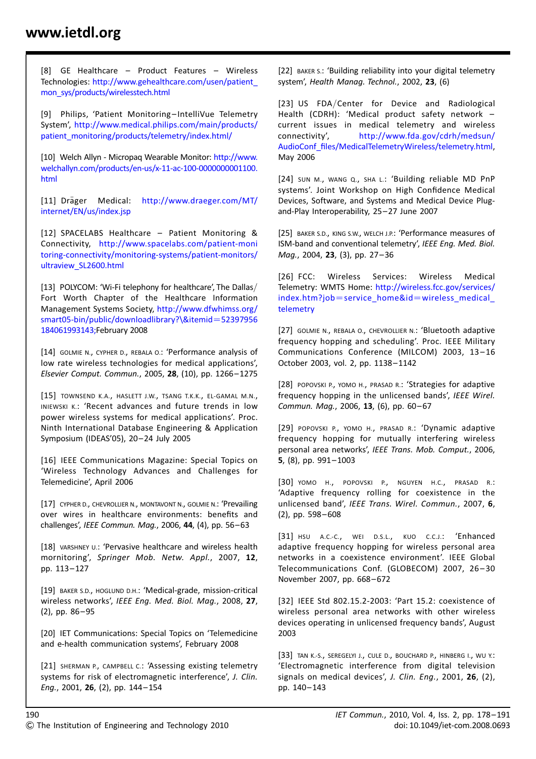[8] GE Healthcare – Product Features – Wireless Technologies: http://www.gehealthcare.com/usen/patient_mon_sys/products/wirelesstech.html

[9] Philips, 'Patient Monitoring–IntelliVue Telemetry System', http://www.medical.philips.com/main/products/patient_monitoring/products/telemetry/index.html/

[10] Welch Allyn - Micropaq Wearable Monitor: http://www.welchallyn.com/products/en-us/x-11-ac-100-0000000001100.html

[11] Drāger Medical: http://www.draeger.com/MT/internet/EN/us/index.jsp

[12] SPACELABS Healthcare – Patient Monitoring & Connectivity, http://www.spacelabs.com/patient-monitoring-connectivity/monitoring-systems/patient-monitors/ultraview_SL2600.html

[13] POLYCOM: 'Wi-Fi telephony for healthcare', The Dallas/Fort Worth Chapter of the Healthcare Information Management Systems Society, http://www.dfwhimss.org/smart05-bin/public/downloadlibrary?\&itemid=52397956184061993143;February 2008

[14] GOLMIE N., CYPHER D., REBALA O.: 'Performance analysis of low rate wireless technologies for medical applications', *Elsevier Comput. Commun.*, 2005, **28**, (10), pp. 1266–1275

[15] TOWNSEND K.A., HASLETT J.W., TSANG T.K.K., EL-GAMAL M.N., INIEWSKI K.: 'Recent advances and future trends in low power wireless systems for medical applications'. Proc. Ninth International Database Engineering & Application Symposium (IDEAS'05), 20–24 July 2005

[16] IEEE Communications Magazine: Special Topics on 'Wireless Technology Advances and Challenges for Telemedicine', April 2006

[17] CYPHER D., CHEVROLLIER N., MONTAVONT N., GOLMIE N.: 'Prevailing over wires in healthcare environments: benefits and challenges', *IEEE Commun. Mag.*, 2006, **44**, (4), pp. 56–63

[18] VARSHNEY U.: 'Pervasive healthcare and wireless health mornitoring', *Springer Mob. Netw. Appl.*, 2007, **12**, pp. 113–127

[19] BAKER S.D., HOGLUND D.H.: 'Medical-grade, mission-critical wireless networks', *IEEE Eng. Med. Biol. Mag.*, 2008, **27**, (2), pp. 86–95

[20] IET Communications: Special Topics on 'Telemedicine and e-health communication systems', February 2008

[21] SHERMAN P., CAMPBELL C.: 'Assessing existing telemetry systems for risk of electromagnetic interference', *J. Clin. Eng.*, 2001, **26**, (2), pp. 144–154

[22] BAKER S.: 'Building reliability into your digital telemetry system', *Health Manag. Technol.*, 2002, **23**, (6)

[23] US FDA/Center for Device and Radiological Health (CDRH): 'Medical product safety network – current issues in medical telemetry and wireless connectivity', http://www.fda.gov/cdrh/medsun/AudioConf_files/MedicalTelemetryWireless/telemetry.html, May 2006

[24] SUN M., WANG Q., SHA L.: 'Building reliable MD PnP systems'. Joint Workshop on High Confidence Medical Devices, Software, and Systems and Medical Device Plug-and-Play Interoperability, 25–27 June 2007

[25] BAKER S.D., KING S.W., WELCH J.P.: 'Performance measures of ISM-band and conventional telemetry', *IEEE Eng. Med. Biol. Mag.*, 2004, **23**, (3), pp. 27–36

[26] FCC: Wireless Services: Wireless Medical Telemetry: WMTS Home: http://wireless.fcc.gov/services/index.htm?job=service_home&id=wireless_medical_telemetry

[27] GOLMIE N., REBALA O., CHEVROLLIER N.: 'Bluetooth adaptive frequency hopping and scheduling'. Proc. IEEE Military Communications Conference (MILCOM) 2003, 13–16 October 2003, vol. 2, pp. 1138–1142

[28] POPOVSKI P., YOMO H., PRASAD R.: 'Strategies for adaptive frequency hopping in the unlicensed bands', *IEEE Wirel. Commun. Mag.*, 2006, **13**, (6), pp. 60–67

[29] POPOVSKI P., YOMO H., PRASAD R.: 'Dynamic adaptive frequency hopping for mutually interfering wireless personal area networks', *IEEE Trans. Mob. Comput.*, 2006, **5**, (8), pp. 991–1003

[30] YOMO H., POPOVSKI P., NGUYEN H.C., PRASAD R.: 'Adaptive frequency rolling for coexistence in the unlicensed band', *IEEE Trans. Wirel. Commun.*, 2007, **6**, (2), pp. 598–608

[31] HSU A.C.-C., WEI D.S.L., KUO C.C.J.: 'Enhanced adaptive frequency hopping for wireless personal area networks in a coexistence environment'. IEEE Global Telecommunications Conf. (GLOBECOM) 2007, 26–30 November 2007, pp. 668–672

[32] IEEE Std 802.15.2-2003: 'Part 15.2: coexistence of wireless personal area networks with other wireless devices operating in unlicensed frequency bands', August 2003

[33] TAN K.-S., SEREGELYI J., CULE D., BOUCHARD P., HINBERG I., WU Y.: 'Electromagnetic interference from digital television signals on medical devices', *J. Clin. Eng.*, 2001, **26**, (2), pp. 140–143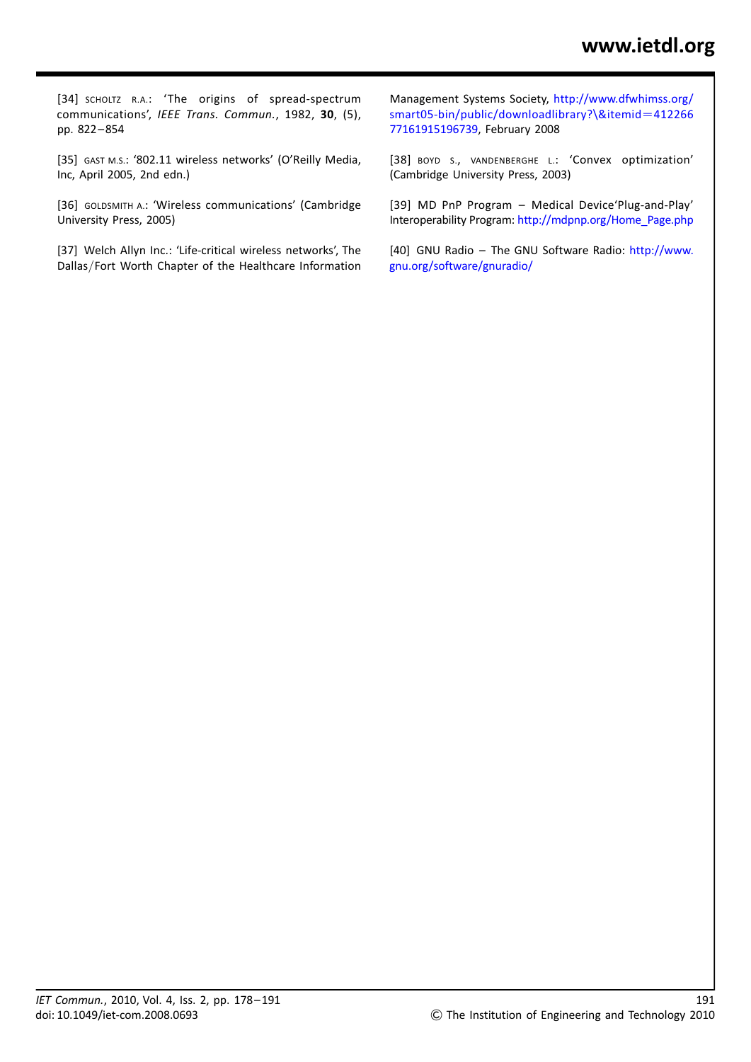[34] SCHOLTZ R.A.: 'The origins of spread-spectrum communications', *IEEE Trans. Commun.*, 1982, **30**, (5), pp. 822–854

[35] GAST M.S.: '802.11 wireless networks' (O'Reilly Media, Inc, April 2005, 2nd edn.)

[36] GOLDSMITH A.: 'Wireless communications' (Cambridge University Press, 2005)

[37] Welch Allyn Inc.: 'Life-critical wireless networks', The Dallas/Fort Worth Chapter of the Healthcare Information Management Systems Society, http://www.dfwhimss.org/smart05-bin/public/downloadlibrary?\&itemid=41226677161915196739, February 2008

[38] BOYD S., VANDENBERGHE L.: 'Convex optimization' (Cambridge University Press, 2003)

[39] MD PnP Program – Medical Device'Plug-and-Play' Interoperability Program: http://mdpnp.org/Home_Page.php

[40] GNU Radio – The GNU Software Radio: http://www.gnu.org/software/gnuradio/